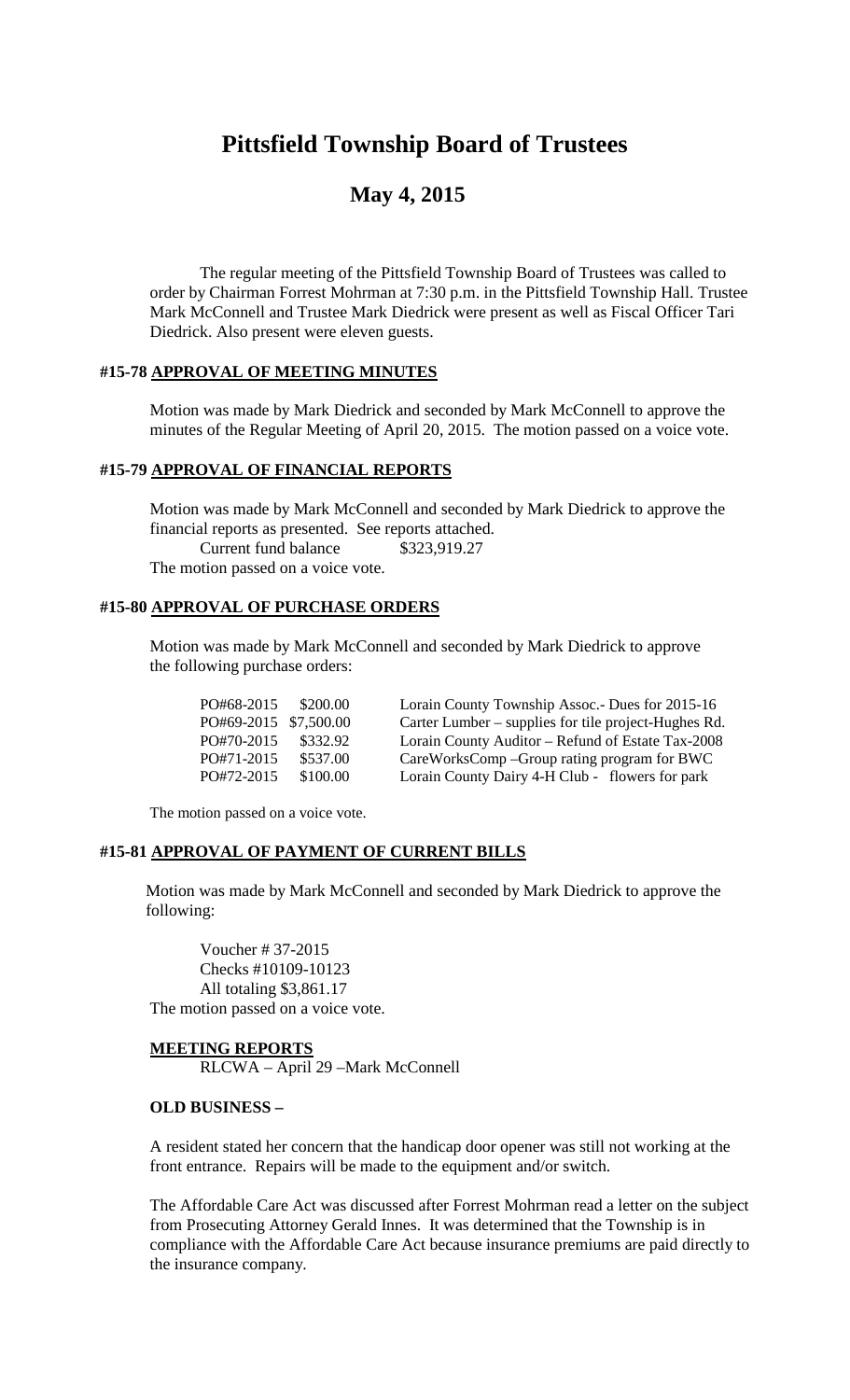# Pittsfield Township Board of Trustees

## May 4, 2015

The regular meeting of the Pittsfield Township Board of Trustees was called to order by Chairman Forrest Mohrman at 7:30 p.m. in the Pittsfield Township Hall. Trustee Mark McConnell and Trustee Mark Diedrick were present as well as Fiscal Officer Tari Diedrick. Also present were eleven guests.

### #15-78 APPROVAL OF MEETING MINUTES

Motion was made by Mark Diedrick and seconded by Mark McConnell to approve the minutes of the Regular Meeting of April 20, 2015. The motion passed on a voice vote.

### #15-79 APPROVAL OF FINANCIAL REPORTS

Motion was made by Mark McConnell and seconded by Mark Diedrick to approve the financial reports as presented. See reports attached.

Current fund balance $323,919.27

The motion passed on a voice vote.

### #15-80 APPROVAL OF PURCHASE ORDERS

Motion was made by Mark McConnell and seconded by Mark Diedrick to approve the following purchase orders:

| | | |
|---|---|---|
| PO#68-2015 | $200.00 | Lorain County Township Assoc.- Dues for 2015-16 |
| PO#69-2015 | $7,500.00 | Carter Lumber – supplies for tile project-Hughes Rd. |
| PO#70-2015 | $332.92 | Lorain County Auditor – Refund of Estate Tax-2008 |
| PO#71-2015 | $537.00 | CareWorksComp –Group rating program for BWC |
| PO#72-2015 | $100.00 | Lorain County Dairy 4-H Club - flowers for park |

The motion passed on a voice vote.

### #15-81 APPROVAL OF PAYMENT OF CURRENT BILLS

Motion was made by Mark McConnell and seconded by Mark Diedrick to approve the following:

Voucher # 37-2015
Checks #10109-10123
All totaling $3,861.17

The motion passed on a voice vote.

**MEETING REPORTS**

RLCWA – April 29 –Mark McConnell

**OLD BUSINESS –**

A resident stated her concern that the handicap door opener was still not working at the front entrance. Repairs will be made to the equipment and/or switch.

The Affordable Care Act was discussed after Forrest Mohrman read a letter on the subject from Prosecuting Attorney Gerald Innes. It was determined that the Township is in compliance with the Affordable Care Act because insurance premiums are paid directly to the insurance company.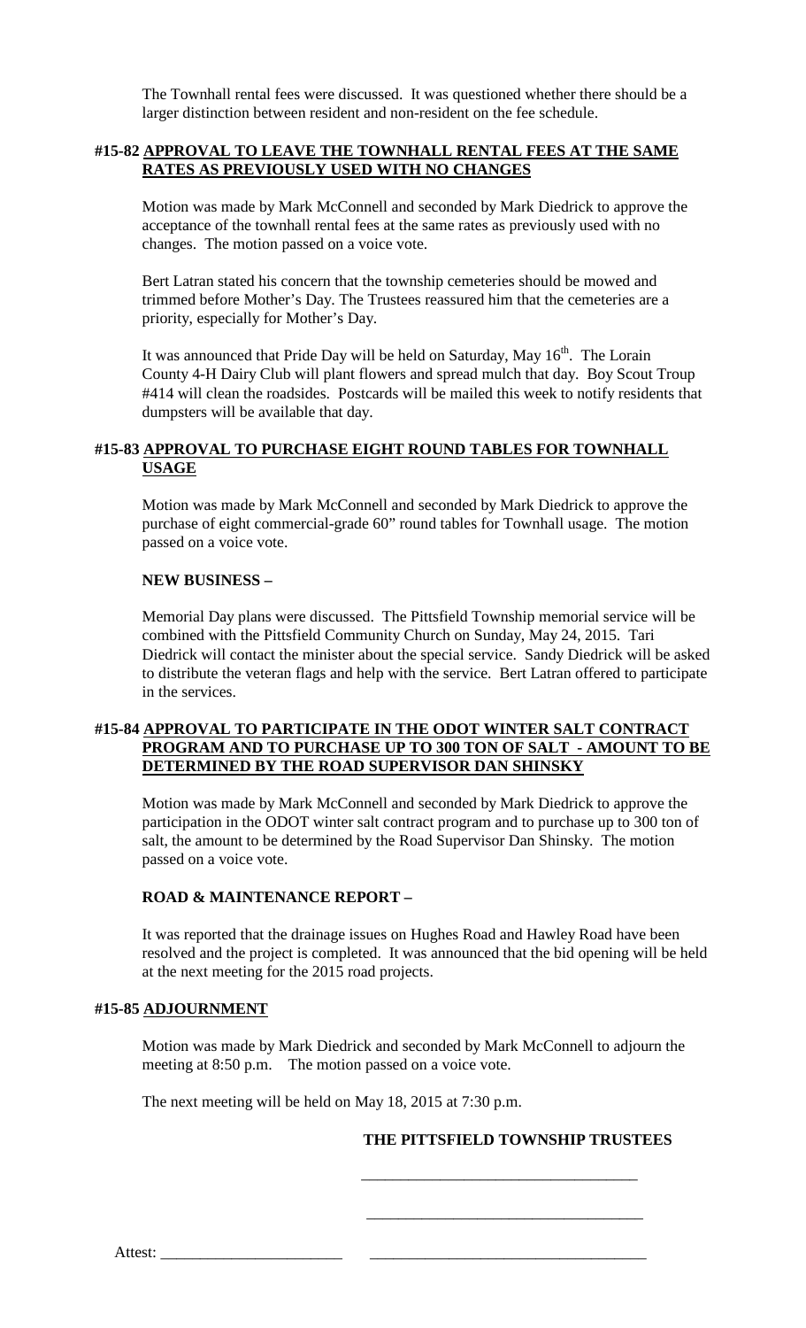The Townhall rental fees were discussed. It was questioned whether there should be a larger distinction between resident and non-resident on the fee schedule.

**#15-82 APPROVAL TO LEAVE THE TOWNHALL RENTAL FEES AT THE SAME RATES AS PREVIOUSLY USED WITH NO CHANGES**

Motion was made by Mark McConnell and seconded by Mark Diedrick to approve the acceptance of the townhall rental fees at the same rates as previously used with no changes. The motion passed on a voice vote.

Bert Latran stated his concern that the township cemeteries should be mowed and trimmed before Mother's Day. The Trustees reassured him that the cemeteries are a priority, especially for Mother's Day.

It was announced that Pride Day will be held on Saturday, May 16th. The Lorain County 4-H Dairy Club will plant flowers and spread mulch that day. Boy Scout Troup #414 will clean the roadsides. Postcards will be mailed this week to notify residents that dumpsters will be available that day.

**#15-83 APPROVAL TO PURCHASE EIGHT ROUND TABLES FOR TOWNHALL USAGE**

Motion was made by Mark McConnell and seconded by Mark Diedrick to approve the purchase of eight commercial-grade 60" round tables for Townhall usage. The motion passed on a voice vote.

**NEW BUSINESS –**

Memorial Day plans were discussed. The Pittsfield Township memorial service will be combined with the Pittsfield Community Church on Sunday, May 24, 2015. Tari Diedrick will contact the minister about the special service. Sandy Diedrick will be asked to distribute the veteran flags and help with the service. Bert Latran offered to participate in the services.

**#15-84 APPROVAL TO PARTICIPATE IN THE ODOT WINTER SALT CONTRACT PROGRAM AND TO PURCHASE UP TO 300 TON OF SALT - AMOUNT TO BE DETERMINED BY THE ROAD SUPERVISOR DAN SHINSKY**

Motion was made by Mark McConnell and seconded by Mark Diedrick to approve the participation in the ODOT winter salt contract program and to purchase up to 300 ton of salt, the amount to be determined by the Road Supervisor Dan Shinsky. The motion passed on a voice vote.

**ROAD & MAINTENANCE REPORT –**

It was reported that the drainage issues on Hughes Road and Hawley Road have been resolved and the project is completed. It was announced that the bid opening will be held at the next meeting for the 2015 road projects.

**#15-85 ADJOURNMENT**

Motion was made by Mark Diedrick and seconded by Mark McConnell to adjourn the meeting at 8:50 p.m. The motion passed on a voice vote.

The next meeting will be held on May 18, 2015 at 7:30 p.m.

**THE PITTSFIELD TOWNSHIP TRUSTEES**

\_\_\_\_\_\_\_\_\_\_\_\_\_\_\_\_\_\_\_\_\_\_\_\_\_\_\_\_\_\_\_\_\_\_\_

\_\_\_\_\_\_\_\_\_\_\_\_\_\_\_\_\_\_\_\_\_\_\_\_\_\_\_\_\_\_\_\_\_\_\_

Attest: \_\_\_\_\_\_\_\_\_\_\_\_\_\_\_\_\_\_\_\_\_\_\_ \_\_\_\_\_\_\_\_\_\_\_\_\_\_\_\_\_\_\_\_\_\_\_\_\_\_\_\_\_\_\_\_\_\_\_